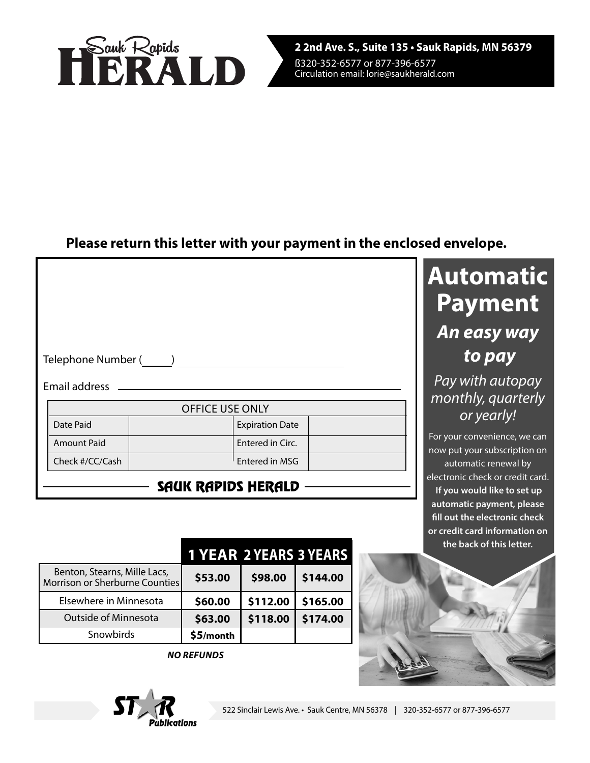# Sauk Rapids HERALD

**2 2nd Ave. S., Suite 135 • Sauk Rapids, MN 56379**

ß320-352-6577 or 877-396-6577
Circulation email: lorie@saukherald.com

**Please return this letter with your payment in the enclosed envelope.**

Telephone Number (\_\_\_\_) \_\_\_\_\_\_\_\_\_\_\_\_\_\_\_\_\_\_\_\_\_\_\_\_

Email address \_\_\_\_\_\_\_\_\_\_\_\_\_\_\_\_\_\_\_\_\_\_\_\_\_\_\_\_\_\_\_\_\_\_\_\_

| OFFICE USE ONLY | | | |
|---|---|---|---|
| Date Paid | | Expiration Date | |
| Amount Paid | | Entered in Circ. | |
| Check #/CC/Cash | | Entered in MSG | |

SAUK RAPIDS HERALD

# Automatic Payment

## *An easy way to pay*

*Pay with autopay monthly, quarterly or yearly!*

For your convenience, we can now put your subscription on automatic renewal by electronic check or credit card. **If you would like to set up automatic payment, please fill out the electronic check or credit card information on the back of this letter.**

| | 1 YEAR | 2 YEARS | 3 YEARS |
|---|---|---|---|
| Benton, Stearns, Mille Lacs, Morrison or Sherburne Counties | **$53.00** | **$98.00** | **$144.00** |
| Elsewhere in Minnesota | **$60.00** | **$112.00** | **$165.00** |
| Outside of Minnesota | **$63.00** | **$118.00** | **$174.00** |
| Snowbirds | **$5/month** | | |

***NO REFUNDS***

STAR Publications

522 Sinclair Lewis Ave. • Sauk Centre, MN 56378 | 320-352-6577 or 877-396-6577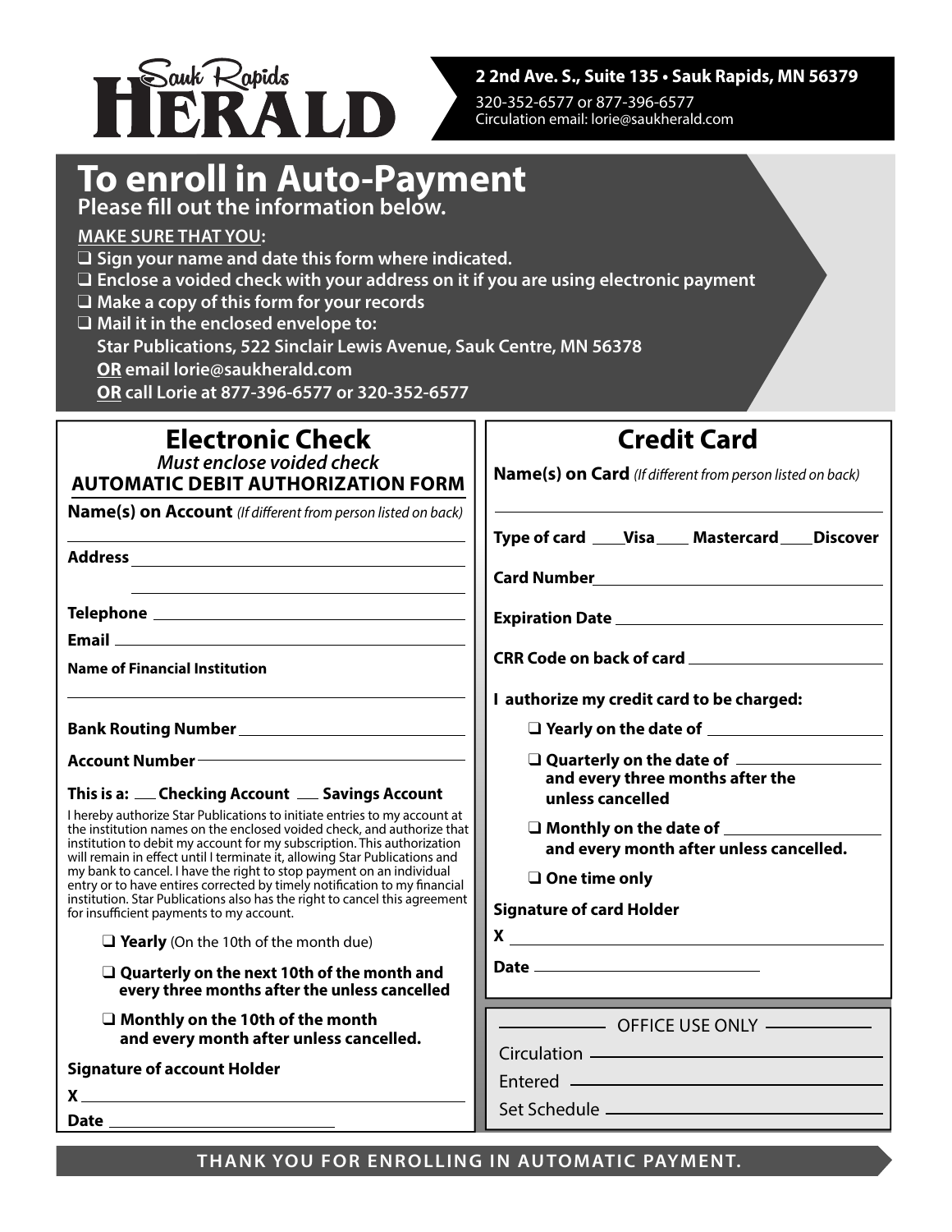# Sauk Rapids HERALD

**2 2nd Ave. S., Suite 135 • Sauk Rapids, MN 56379**

320-352-6577 or 877-396-6577
Circulation email: lorie@saukherald.com

# To enroll in Auto-Payment

**Please fill out the information below.**

**MAKE SURE THAT YOU:**

- ❑ **Sign your name and date this form where indicated.**
- ❑ **Enclose a voided check with your address on it if you are using electronic payment**
- ❑ **Make a copy of this form for your records**
- ❑ **Mail it in the enclosed envelope to:**
  **Star Publications, 522 Sinclair Lewis Avenue, Sauk Centre, MN 56378**
  **OR email lorie@saukherald.com**
  **OR call Lorie at 877-396-6577 or 320-352-6577**

## Electronic Check

*Must enclose voided check*

**AUTOMATIC DEBIT AUTHORIZATION FORM**

**Name(s) on Account** *(If different from person listed on back)*

______________________________

**Address** ______________________________

______________________________

**Telephone** ______________________________

**Email** ______________________________

**Name of Financial Institution**

______________________________

**Bank Routing Number** ______________________________

**Account Number** ______________________________

**This is a:** ___ **Checking Account** ___ **Savings Account**

I hereby authorize Star Publications to initiate entries to my account at the institution names on the enclosed voided check, and authorize that institution to debit my account for my subscription. This authorization will remain in effect until I terminate it, allowing Star Publications and my bank to cancel. I have the right to stop payment on an individual entry or to have entires corrected by timely notification to my financial institution. Star Publications also has the right to cancel this agreement for insufficient payments to my account.

- ❑ **Yearly** (On the 10th of the month due)
- ❑ **Quarterly on the next 10th of the month and every three months after the unless cancelled**
- ❑ **Monthly on the 10th of the month and every month after unless cancelled.**

**Signature of account Holder**

**X** ______________________________

**Date** ______________________________

## Credit Card

**Name(s) on Card** *(If different from person listed on back)*

______________________________

**Type of card** ___ **Visa** ___ **Mastercard** ___ **Discover**

**Card Number** ______________________________

**Expiration Date** ______________________________

**CRR Code on back of card** ______________________________

**I authorize my credit card to be charged:**

- ❑ **Yearly on the date of** ______________
- ❑ **Quarterly on the date of** ______________ **and every three months after the unless cancelled**
- ❑ **Monthly on the date of** ______________ **and every month after unless cancelled.**
- ❑ **One time only**

**Signature of card Holder**

**X** ______________________________

**Date** ______________________________

**OFFICE USE ONLY**

Circulation ______________________________

Entered ______________________________

Set Schedule ______________________________

**THANK YOU FOR ENROLLING IN AUTOMATIC PAYMENT.**